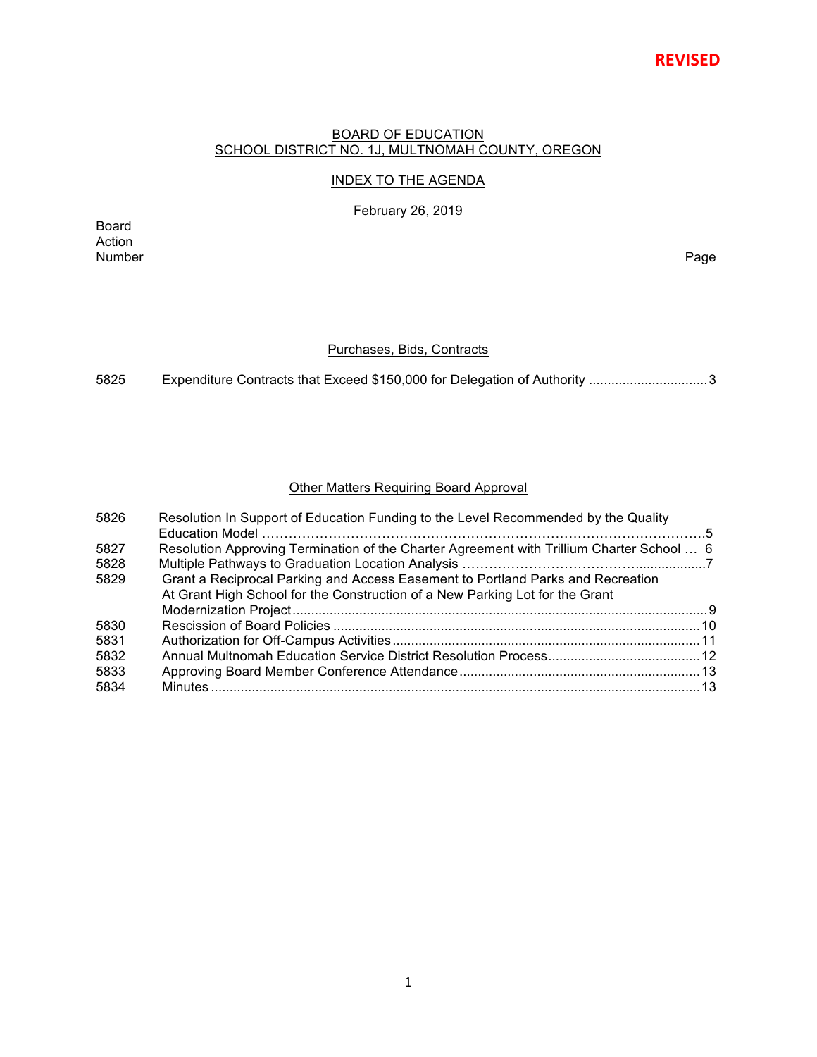**REVISED**

BOARD OF EDUCATION
SCHOOL DISTRICT NO. 1J, MULTNOMAH COUNTY, OREGON

INDEX TO THE AGENDA

February 26, 2019

| Board Action Number | | Page |
|---|---|---|
| | **Purchases, Bids, Contracts** | |
| 5825 | Expenditure Contracts that Exceed $150,000 for Delegation of Authority | 3 |
| | **Other Matters Requiring Board Approval** | |
| 5826 | Resolution In Support of Education Funding to the Level Recommended by the Quality Education Model | 5 |
| 5827 | Resolution Approving Termination of the Charter Agreement with Trillium Charter School | 6 |
| 5828 | Multiple Pathways to Graduation Location Analysis | 7 |
| 5829 | Grant a Reciprocal Parking and Access Easement to Portland Parks and Recreation At Grant High School for the Construction of a New Parking Lot for the Grant Modernization Project | 9 |
| 5830 | Rescission of Board Policies | 10 |
| 5831 | Authorization for Off-Campus Activities | 11 |
| 5832 | Annual Multnomah Education Service District Resolution Process | 12 |
| 5833 | Approving Board Member Conference Attendance | 13 |
| 5834 | Minutes | 13 |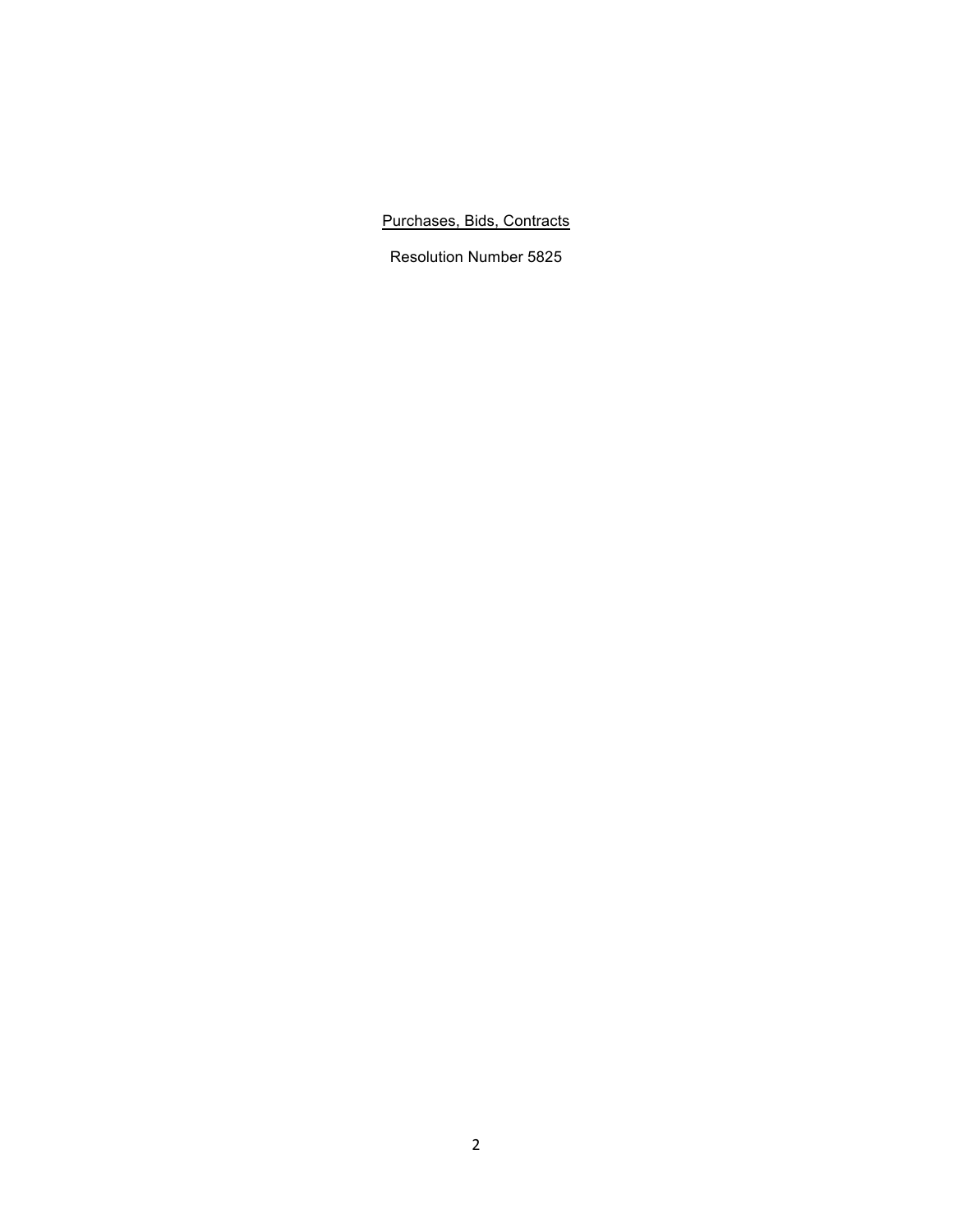<u>Purchases, Bids, Contracts</u>

Resolution Number 5825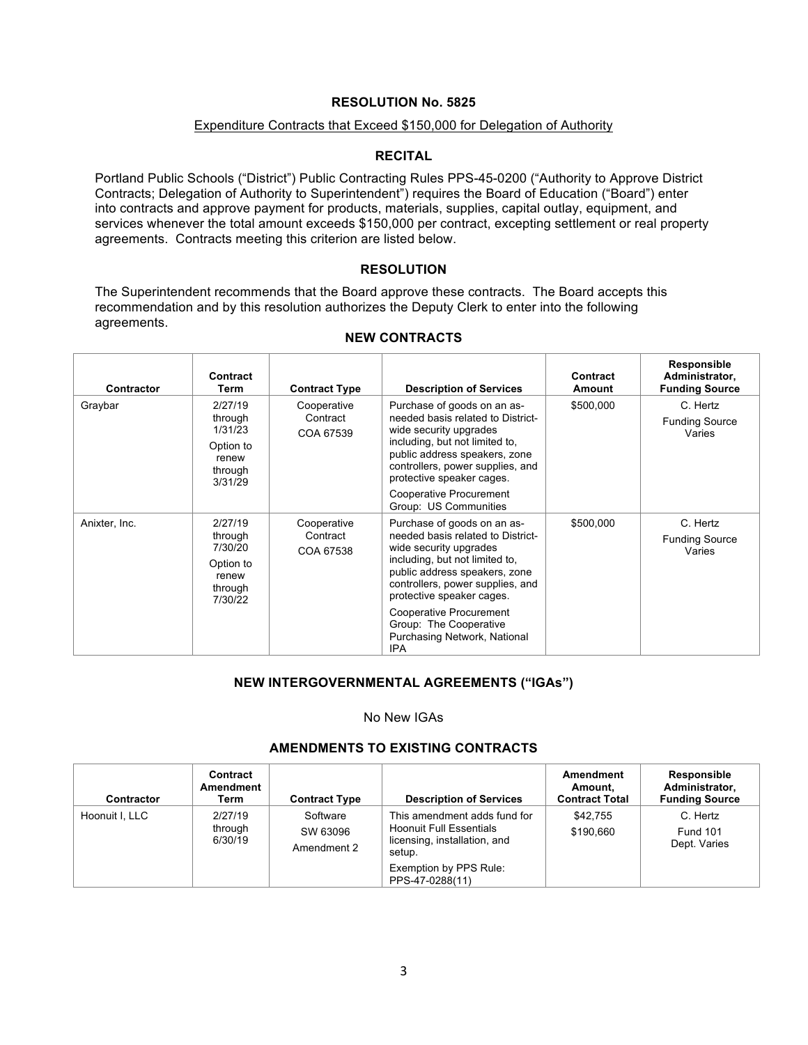## RESOLUTION No. 5825

Expenditure Contracts that Exceed $150,000 for Delegation of Authority

### RECITAL

Portland Public Schools ("District") Public Contracting Rules PPS-45-0200 ("Authority to Approve District Contracts; Delegation of Authority to Superintendent") requires the Board of Education ("Board") enter into contracts and approve payment for products, materials, supplies, capital outlay, equipment, and services whenever the total amount exceeds $150,000 per contract, excepting settlement or real property agreements. Contracts meeting this criterion are listed below.

### RESOLUTION

The Superintendent recommends that the Board approve these contracts. The Board accepts this recommendation and by this resolution authorizes the Deputy Clerk to enter into the following agreements.

### NEW CONTRACTS

| Contractor | Contract Term | Contract Type | Description of Services | Contract Amount | Responsible Administrator, Funding Source |
|---|---|---|---|---|---|
| Graybar | 2/27/19 through 1/31/23<br><br>Option to renew through 3/31/29 | Cooperative Contract COA 67539 | Purchase of goods on an as-needed basis related to District-wide security upgrades including, but not limited to, public address speakers, zone controllers, power supplies, and protective speaker cages.<br><br>Cooperative Procurement Group: US Communities | $500,000 | C. Hertz<br><br>Funding Source Varies |
| Anixter, Inc. | 2/27/19 through 7/30/20<br><br>Option to renew through 7/30/22 | Cooperative Contract COA 67538 | Purchase of goods on an as-needed basis related to District-wide security upgrades including, but not limited to, public address speakers, zone controllers, power supplies, and protective speaker cages.<br><br>Cooperative Procurement Group: The Cooperative Purchasing Network, National IPA | $500,000 | C. Hertz<br><br>Funding Source Varies |

### NEW INTERGOVERNMENTAL AGREEMENTS ("IGAs")

No New IGAs

### AMENDMENTS TO EXISTING CONTRACTS

| Contractor | Contract Amendment Term | Contract Type | Description of Services | Amendment Amount, Contract Total | Responsible Administrator, Funding Source |
|---|---|---|---|---|---|
| Hoonuit I, LLC | 2/27/19 through 6/30/19 | Software SW 63096 Amendment 2 | This amendment adds fund for Hoonuit Full Essentials licensing, installation, and setup.<br><br>Exemption by PPS Rule: PPS-47-0288(11) | $42,755<br>$190,660 | C. Hertz<br>Fund 101<br>Dept. Varies |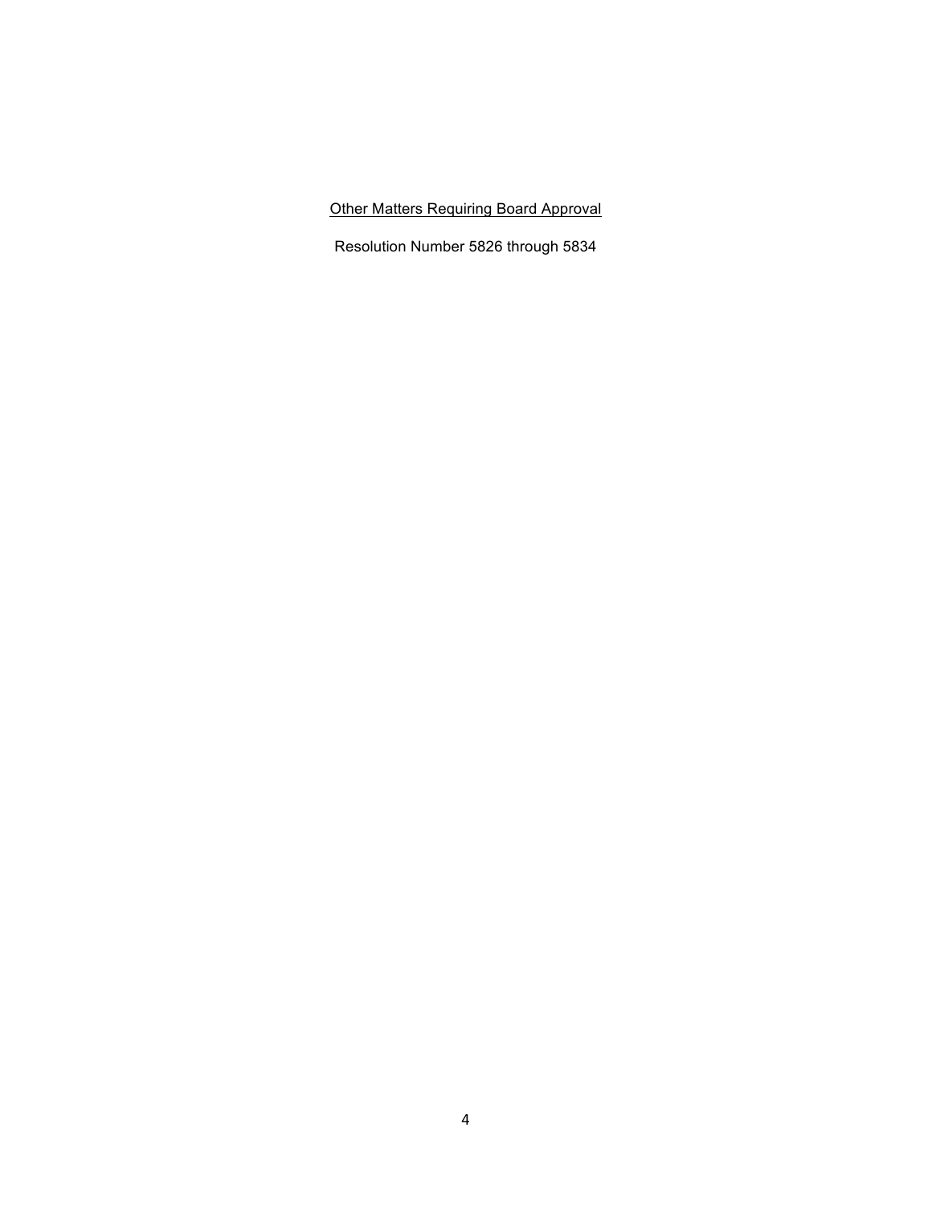<u>Other Matters Requiring Board Approval</u>

Resolution Number 5826 through 5834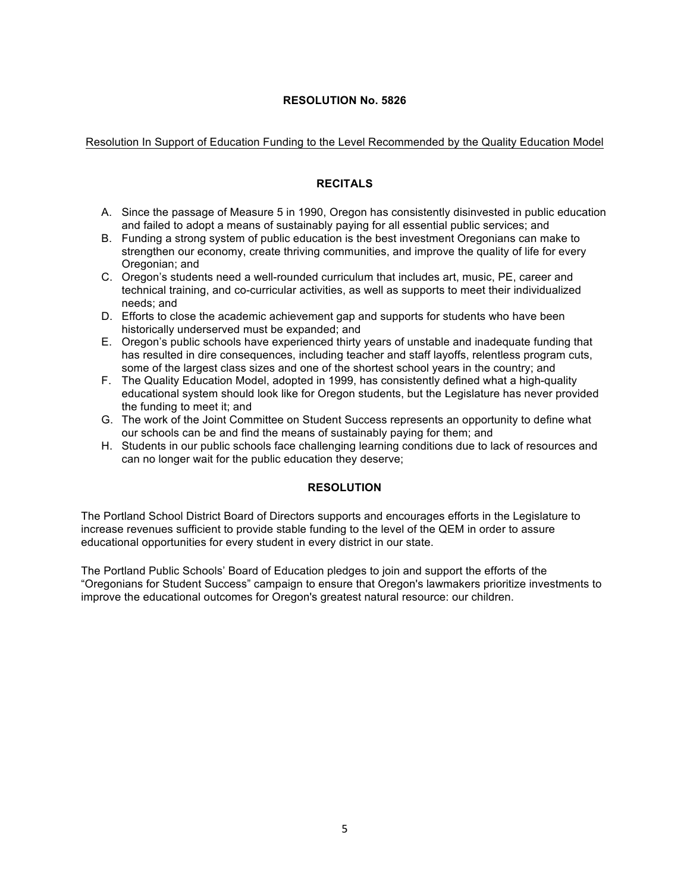**RESOLUTION No. 5826**

Resolution In Support of Education Funding to the Level Recommended by the Quality Education Model

**RECITALS**

A. Since the passage of Measure 5 in 1990, Oregon has consistently disinvested in public education and failed to adopt a means of sustainably paying for all essential public services; and
B. Funding a strong system of public education is the best investment Oregonians can make to strengthen our economy, create thriving communities, and improve the quality of life for every Oregonian; and
C. Oregon's students need a well-rounded curriculum that includes art, music, PE, career and technical training, and co-curricular activities, as well as supports to meet their individualized needs; and
D. Efforts to close the academic achievement gap and supports for students who have been historically underserved must be expanded; and
E. Oregon's public schools have experienced thirty years of unstable and inadequate funding that has resulted in dire consequences, including teacher and staff layoffs, relentless program cuts, some of the largest class sizes and one of the shortest school years in the country; and
F. The Quality Education Model, adopted in 1999, has consistently defined what a high-quality educational system should look like for Oregon students, but the Legislature has never provided the funding to meet it; and
G. The work of the Joint Committee on Student Success represents an opportunity to define what our schools can be and find the means of sustainably paying for them; and
H. Students in our public schools face challenging learning conditions due to lack of resources and can no longer wait for the public education they deserve;

**RESOLUTION**

The Portland School District Board of Directors supports and encourages efforts in the Legislature to increase revenues sufficient to provide stable funding to the level of the QEM in order to assure educational opportunities for every student in every district in our state.

The Portland Public Schools' Board of Education pledges to join and support the efforts of the "Oregonians for Student Success" campaign to ensure that Oregon's lawmakers prioritize investments to improve the educational outcomes for Oregon's greatest natural resource: our children.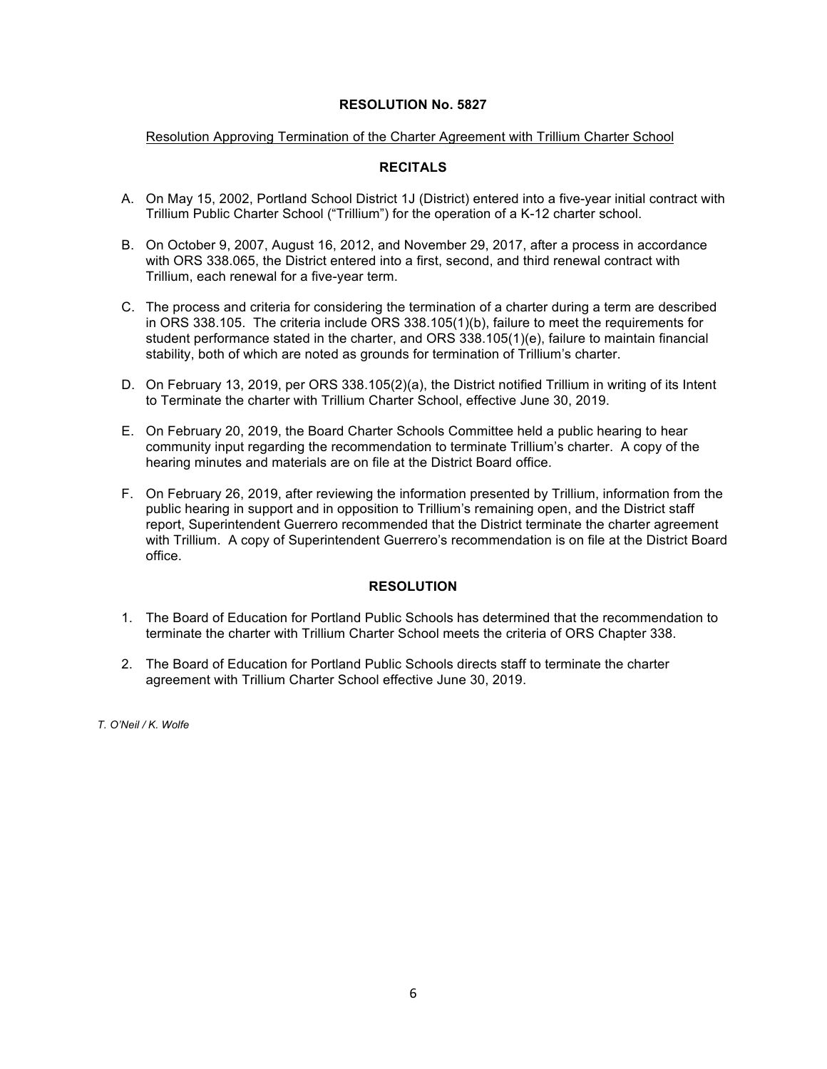**RESOLUTION No. 5827**

Resolution Approving Termination of the Charter Agreement with Trillium Charter School

**RECITALS**

A. On May 15, 2002, Portland School District 1J (District) entered into a five-year initial contract with Trillium Public Charter School ("Trillium") for the operation of a K-12 charter school.

B. On October 9, 2007, August 16, 2012, and November 29, 2017, after a process in accordance with ORS 338.065, the District entered into a first, second, and third renewal contract with Trillium, each renewal for a five-year term.

C. The process and criteria for considering the termination of a charter during a term are described in ORS 338.105. The criteria include ORS 338.105(1)(b), failure to meet the requirements for student performance stated in the charter, and ORS 338.105(1)(e), failure to maintain financial stability, both of which are noted as grounds for termination of Trillium's charter.

D. On February 13, 2019, per ORS 338.105(2)(a), the District notified Trillium in writing of its Intent to Terminate the charter with Trillium Charter School, effective June 30, 2019.

E. On February 20, 2019, the Board Charter Schools Committee held a public hearing to hear community input regarding the recommendation to terminate Trillium's charter. A copy of the hearing minutes and materials are on file at the District Board office.

F. On February 26, 2019, after reviewing the information presented by Trillium, information from the public hearing in support and in opposition to Trillium's remaining open, and the District staff report, Superintendent Guerrero recommended that the District terminate the charter agreement with Trillium. A copy of Superintendent Guerrero's recommendation is on file at the District Board office.

**RESOLUTION**

1. The Board of Education for Portland Public Schools has determined that the recommendation to terminate the charter with Trillium Charter School meets the criteria of ORS Chapter 338.

2. The Board of Education for Portland Public Schools directs staff to terminate the charter agreement with Trillium Charter School effective June 30, 2019.

*T. O'Neil / K. Wolfe*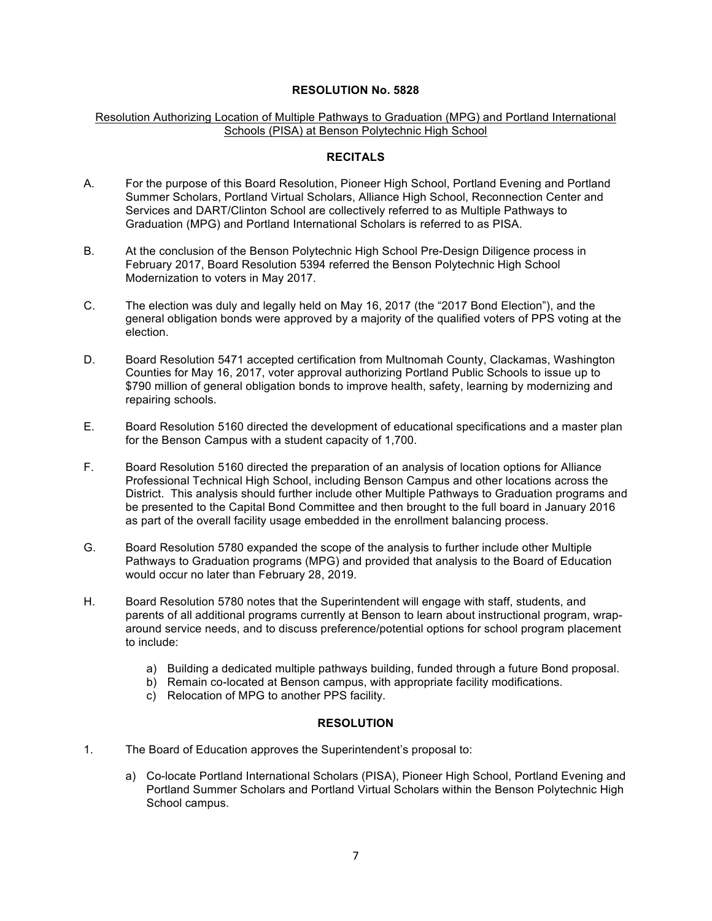# RESOLUTION No. 5828

Resolution Authorizing Location of Multiple Pathways to Graduation (MPG) and Portland International Schools (PISA) at Benson Polytechnic High School

## RECITALS

A. For the purpose of this Board Resolution, Pioneer High School, Portland Evening and Portland Summer Scholars, Portland Virtual Scholars, Alliance High School, Reconnection Center and Services and DART/Clinton School are collectively referred to as Multiple Pathways to Graduation (MPG) and Portland International Scholars is referred to as PISA.

B. At the conclusion of the Benson Polytechnic High School Pre-Design Diligence process in February 2017, Board Resolution 5394 referred the Benson Polytechnic High School Modernization to voters in May 2017.

C. The election was duly and legally held on May 16, 2017 (the "2017 Bond Election"), and the general obligation bonds were approved by a majority of the qualified voters of PPS voting at the election.

D. Board Resolution 5471 accepted certification from Multnomah County, Clackamas, Washington Counties for May 16, 2017, voter approval authorizing Portland Public Schools to issue up to $790 million of general obligation bonds to improve health, safety, learning by modernizing and repairing schools.

E. Board Resolution 5160 directed the development of educational specifications and a master plan for the Benson Campus with a student capacity of 1,700.

F. Board Resolution 5160 directed the preparation of an analysis of location options for Alliance Professional Technical High School, including Benson Campus and other locations across the District. This analysis should further include other Multiple Pathways to Graduation programs and be presented to the Capital Bond Committee and then brought to the full board in January 2016 as part of the overall facility usage embedded in the enrollment balancing process.

G. Board Resolution 5780 expanded the scope of the analysis to further include other Multiple Pathways to Graduation programs (MPG) and provided that analysis to the Board of Education would occur no later than February 28, 2019.

H. Board Resolution 5780 notes that the Superintendent will engage with staff, students, and parents of all additional programs currently at Benson to learn about instructional program, wrap-around service needs, and to discuss preference/potential options for school program placement to include:

   a) Building a dedicated multiple pathways building, funded through a future Bond proposal.
   b) Remain co-located at Benson campus, with appropriate facility modifications.
   c) Relocation of MPG to another PPS facility.

## RESOLUTION

1. The Board of Education approves the Superintendent's proposal to:

   a) Co-locate Portland International Scholars (PISA), Pioneer High School, Portland Evening and Portland Summer Scholars and Portland Virtual Scholars within the Benson Polytechnic High School campus.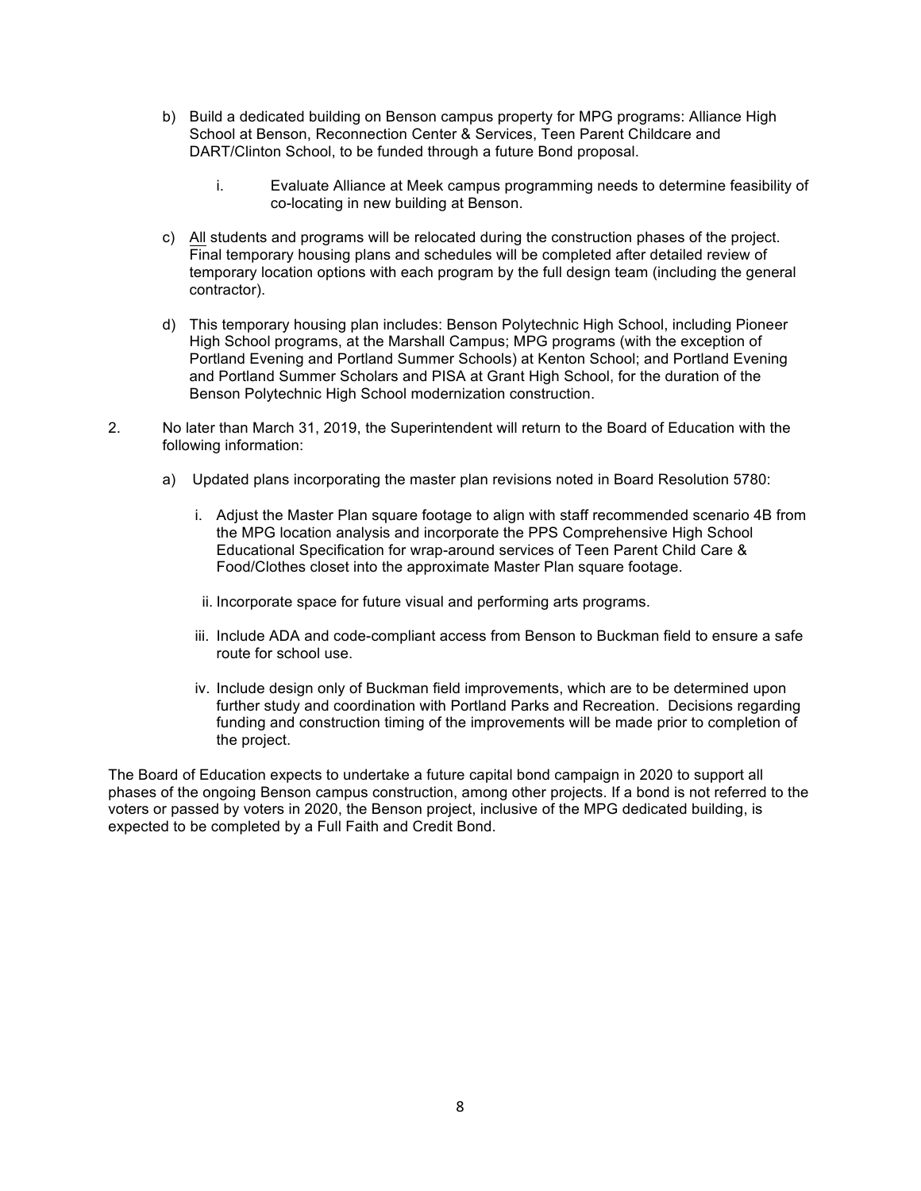b) Build a dedicated building on Benson campus property for MPG programs: Alliance High School at Benson, Reconnection Center & Services, Teen Parent Childcare and DART/Clinton School, to be funded through a future Bond proposal.

    i. Evaluate Alliance at Meek campus programming needs to determine feasibility of co-locating in new building at Benson.

c) All students and programs will be relocated during the construction phases of the project. Final temporary housing plans and schedules will be completed after detailed review of temporary location options with each program by the full design team (including the general contractor).

d) This temporary housing plan includes: Benson Polytechnic High School, including Pioneer High School programs, at the Marshall Campus; MPG programs (with the exception of Portland Evening and Portland Summer Schools) at Kenton School; and Portland Evening and Portland Summer Scholars and PISA at Grant High School, for the duration of the Benson Polytechnic High School modernization construction.

2. No later than March 31, 2019, the Superintendent will return to the Board of Education with the following information:

    a) Updated plans incorporating the master plan revisions noted in Board Resolution 5780:

        i. Adjust the Master Plan square footage to align with staff recommended scenario 4B from the MPG location analysis and incorporate the PPS Comprehensive High School Educational Specification for wrap-around services of Teen Parent Child Care & Food/Clothes closet into the approximate Master Plan square footage.

        ii. Incorporate space for future visual and performing arts programs.

        iii. Include ADA and code-compliant access from Benson to Buckman field to ensure a safe route for school use.

        iv. Include design only of Buckman field improvements, which are to be determined upon further study and coordination with Portland Parks and Recreation. Decisions regarding funding and construction timing of the improvements will be made prior to completion of the project.

The Board of Education expects to undertake a future capital bond campaign in 2020 to support all phases of the ongoing Benson campus construction, among other projects. If a bond is not referred to the voters or passed by voters in 2020, the Benson project, inclusive of the MPG dedicated building, is expected to be completed by a Full Faith and Credit Bond.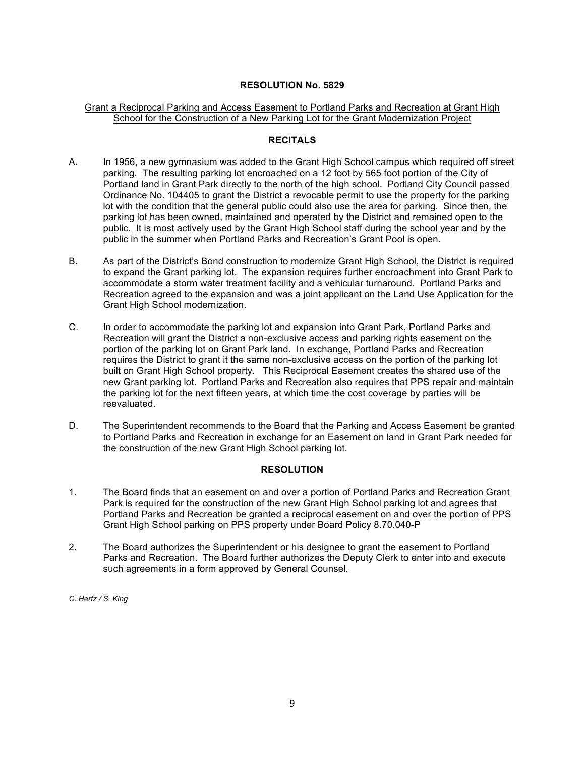## RESOLUTION No. 5829

Grant a Reciprocal Parking and Access Easement to Portland Parks and Recreation at Grant High School for the Construction of a New Parking Lot for the Grant Modernization Project

### RECITALS

A. In 1956, a new gymnasium was added to the Grant High School campus which required off street parking. The resulting parking lot encroached on a 12 foot by 565 foot portion of the City of Portland land in Grant Park directly to the north of the high school. Portland City Council passed Ordinance No. 104405 to grant the District a revocable permit to use the property for the parking lot with the condition that the general public could also use the area for parking. Since then, the parking lot has been owned, maintained and operated by the District and remained open to the public. It is most actively used by the Grant High School staff during the school year and by the public in the summer when Portland Parks and Recreation's Grant Pool is open.

B. As part of the District's Bond construction to modernize Grant High School, the District is required to expand the Grant parking lot. The expansion requires further encroachment into Grant Park to accommodate a storm water treatment facility and a vehicular turnaround. Portland Parks and Recreation agreed to the expansion and was a joint applicant on the Land Use Application for the Grant High School modernization.

C. In order to accommodate the parking lot and expansion into Grant Park, Portland Parks and Recreation will grant the District a non-exclusive access and parking rights easement on the portion of the parking lot on Grant Park land. In exchange, Portland Parks and Recreation requires the District to grant it the same non-exclusive access on the portion of the parking lot built on Grant High School property. This Reciprocal Easement creates the shared use of the new Grant parking lot. Portland Parks and Recreation also requires that PPS repair and maintain the parking lot for the next fifteen years, at which time the cost coverage by parties will be reevaluated.

D. The Superintendent recommends to the Board that the Parking and Access Easement be granted to Portland Parks and Recreation in exchange for an Easement on land in Grant Park needed for the construction of the new Grant High School parking lot.

### RESOLUTION

1. The Board finds that an easement on and over a portion of Portland Parks and Recreation Grant Park is required for the construction of the new Grant High School parking lot and agrees that Portland Parks and Recreation be granted a reciprocal easement on and over the portion of PPS Grant High School parking on PPS property under Board Policy 8.70.040-P

2. The Board authorizes the Superintendent or his designee to grant the easement to Portland Parks and Recreation. The Board further authorizes the Deputy Clerk to enter into and execute such agreements in a form approved by General Counsel.

*C. Hertz / S. King*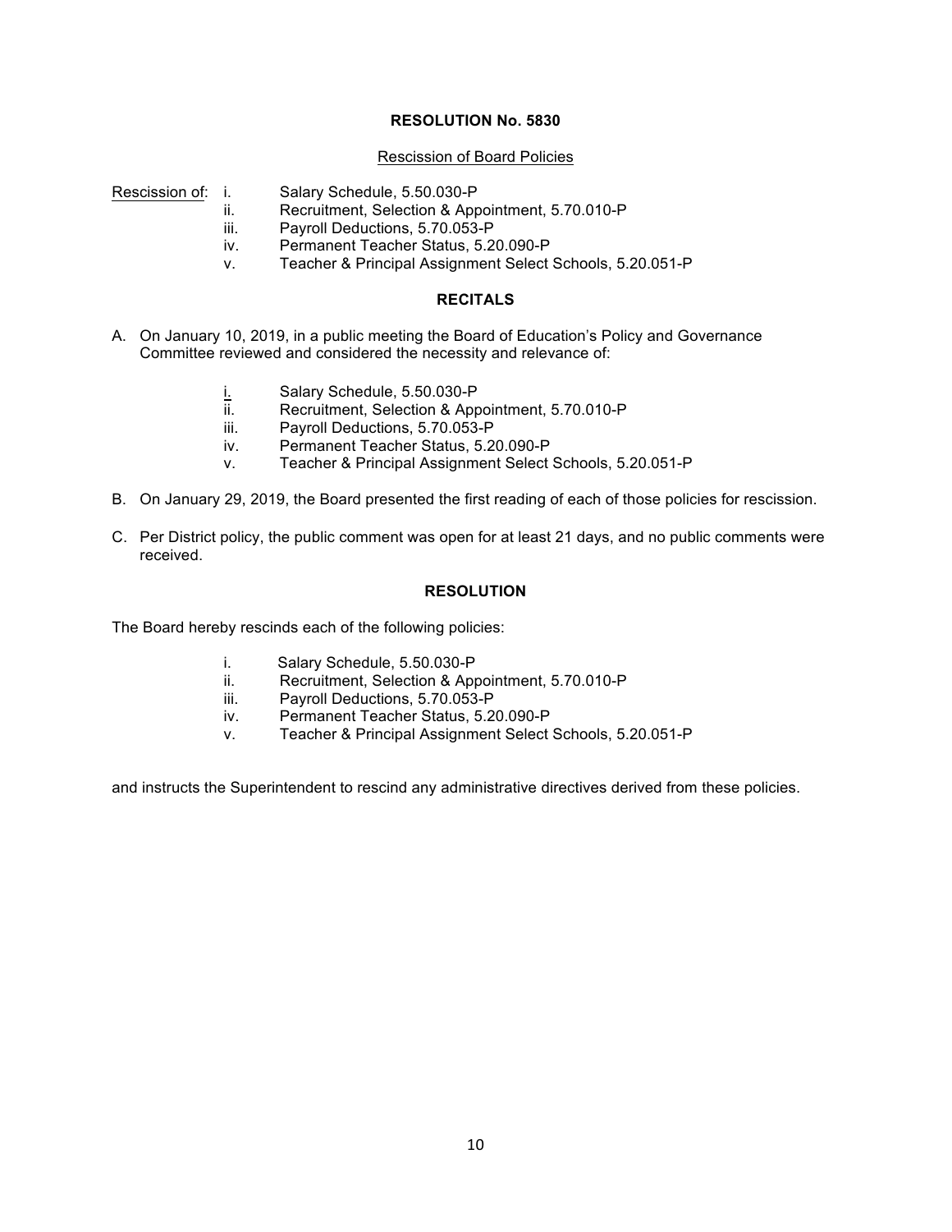**RESOLUTION No. 5830**

Rescission of Board Policies

Rescission of:
- i. Salary Schedule, 5.50.030-P
- ii. Recruitment, Selection & Appointment, 5.70.010-P
- iii. Payroll Deductions, 5.70.053-P
- iv. Permanent Teacher Status, 5.20.090-P
- v. Teacher & Principal Assignment Select Schools, 5.20.051-P

**RECITALS**

A. On January 10, 2019, in a public meeting the Board of Education's Policy and Governance Committee reviewed and considered the necessity and relevance of:

   - i. Salary Schedule, 5.50.030-P
   - ii. Recruitment, Selection & Appointment, 5.70.010-P
   - iii. Payroll Deductions, 5.70.053-P
   - iv. Permanent Teacher Status, 5.20.090-P
   - v. Teacher & Principal Assignment Select Schools, 5.20.051-P

B. On January 29, 2019, the Board presented the first reading of each of those policies for rescission.

C. Per District policy, the public comment was open for at least 21 days, and no public comments were received.

**RESOLUTION**

The Board hereby rescinds each of the following policies:

- i. Salary Schedule, 5.50.030-P
- ii. Recruitment, Selection & Appointment, 5.70.010-P
- iii. Payroll Deductions, 5.70.053-P
- iv. Permanent Teacher Status, 5.20.090-P
- v. Teacher & Principal Assignment Select Schools, 5.20.051-P

and instructs the Superintendent to rescind any administrative directives derived from these policies.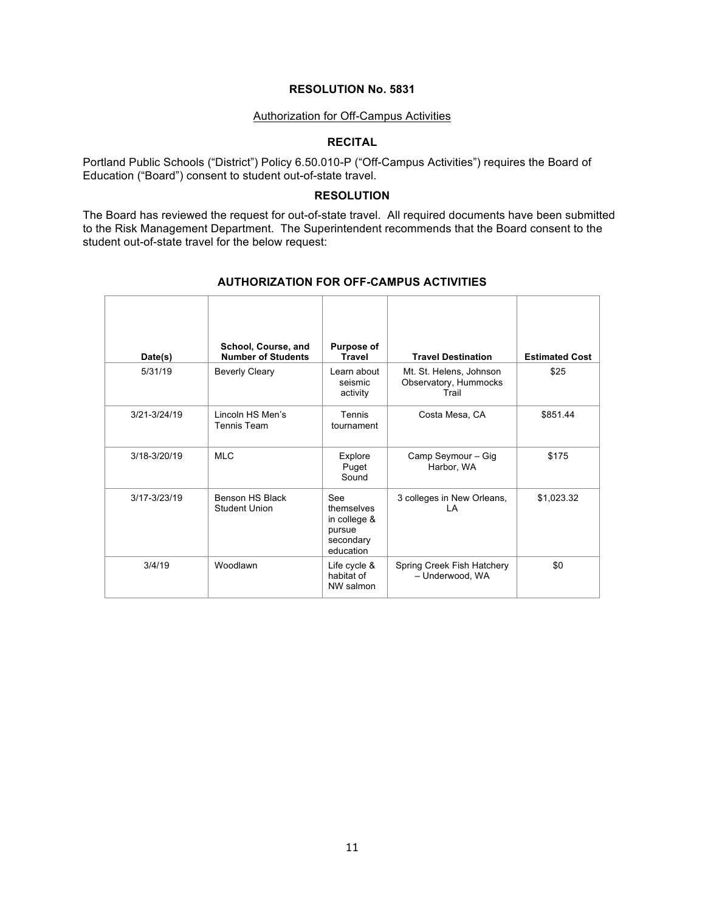**RESOLUTION No. 5831**

Authorization for Off-Campus Activities

**RECITAL**

Portland Public Schools ("District") Policy 6.50.010-P ("Off-Campus Activities") requires the Board of Education ("Board") consent to student out-of-state travel.

**RESOLUTION**

The Board has reviewed the request for out-of-state travel. All required documents have been submitted to the Risk Management Department. The Superintendent recommends that the Board consent to the student out-of-state travel for the below request:

**AUTHORIZATION FOR OFF-CAMPUS ACTIVITIES**

| Date(s) | School, Course, and Number of Students | Purpose of Travel | Travel Destination | Estimated Cost |
|---|---|---|---|---|
| 5/31/19 | Beverly Cleary | Learn about seismic activity | Mt. St. Helens, Johnson Observatory, Hummocks Trail | $25 |
| 3/21-3/24/19 | Lincoln HS Men's Tennis Team | Tennis tournament | Costa Mesa, CA | $851.44 |
| 3/18-3/20/19 | MLC | Explore Puget Sound | Camp Seymour – Gig Harbor, WA | $175 |
| 3/17-3/23/19 | Benson HS Black Student Union | See themselves in college & pursue secondary education | 3 colleges in New Orleans, LA | $1,023.32 |
| 3/4/19 | Woodlawn | Life cycle & habitat of NW salmon | Spring Creek Fish Hatchery – Underwood, WA | $0 |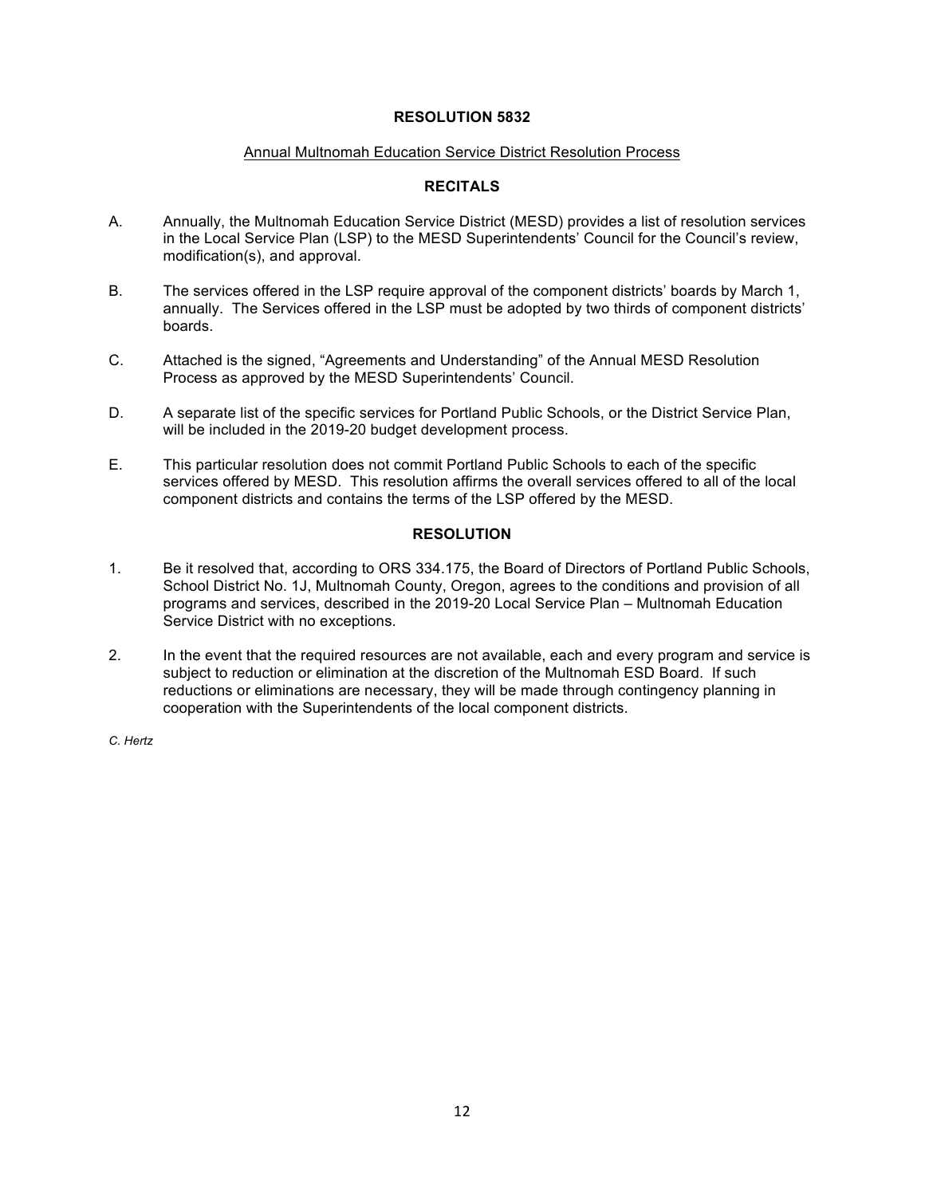# RESOLUTION 5832

Annual Multnomah Education Service District Resolution Process

## RECITALS

A. Annually, the Multnomah Education Service District (MESD) provides a list of resolution services in the Local Service Plan (LSP) to the MESD Superintendents' Council for the Council's review, modification(s), and approval.

B. The services offered in the LSP require approval of the component districts' boards by March 1, annually. The Services offered in the LSP must be adopted by two thirds of component districts' boards.

C. Attached is the signed, "Agreements and Understanding" of the Annual MESD Resolution Process as approved by the MESD Superintendents' Council.

D. A separate list of the specific services for Portland Public Schools, or the District Service Plan, will be included in the 2019-20 budget development process.

E. This particular resolution does not commit Portland Public Schools to each of the specific services offered by MESD. This resolution affirms the overall services offered to all of the local component districts and contains the terms of the LSP offered by the MESD.

## RESOLUTION

1. Be it resolved that, according to ORS 334.175, the Board of Directors of Portland Public Schools, School District No. 1J, Multnomah County, Oregon, agrees to the conditions and provision of all programs and services, described in the 2019-20 Local Service Plan – Multnomah Education Service District with no exceptions.

2. In the event that the required resources are not available, each and every program and service is subject to reduction or elimination at the discretion of the Multnomah ESD Board. If such reductions or eliminations are necessary, they will be made through contingency planning in cooperation with the Superintendents of the local component districts.

*C. Hertz*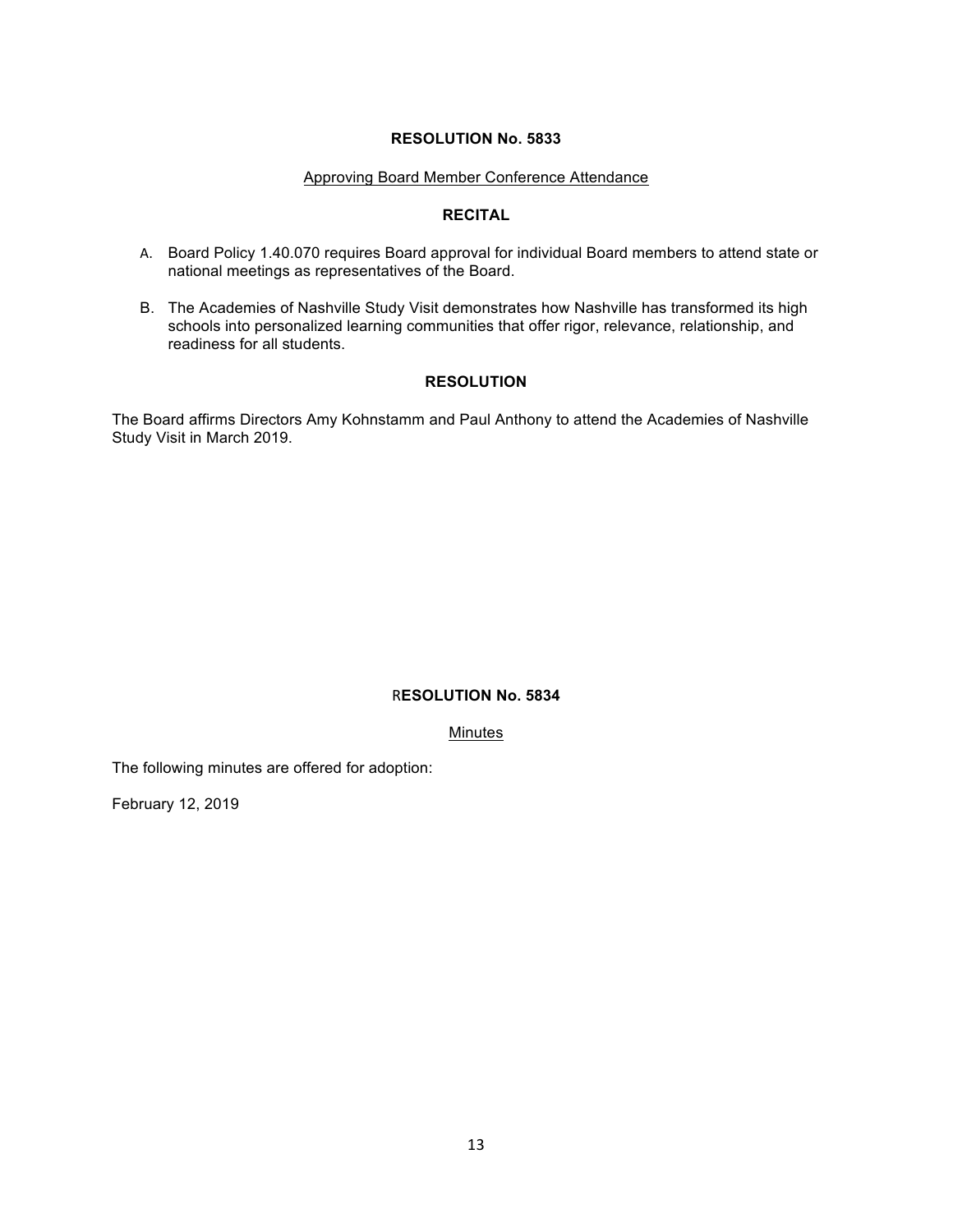**RESOLUTION No. 5833**

Approving Board Member Conference Attendance

**RECITAL**

A. Board Policy 1.40.070 requires Board approval for individual Board members to attend state or national meetings as representatives of the Board.

B. The Academies of Nashville Study Visit demonstrates how Nashville has transformed its high schools into personalized learning communities that offer rigor, relevance, relationship, and readiness for all students.

**RESOLUTION**

The Board affirms Directors Amy Kohnstamm and Paul Anthony to attend the Academies of Nashville Study Visit in March 2019.

**RESOLUTION No. 5834**

Minutes

The following minutes are offered for adoption:

February 12, 2019